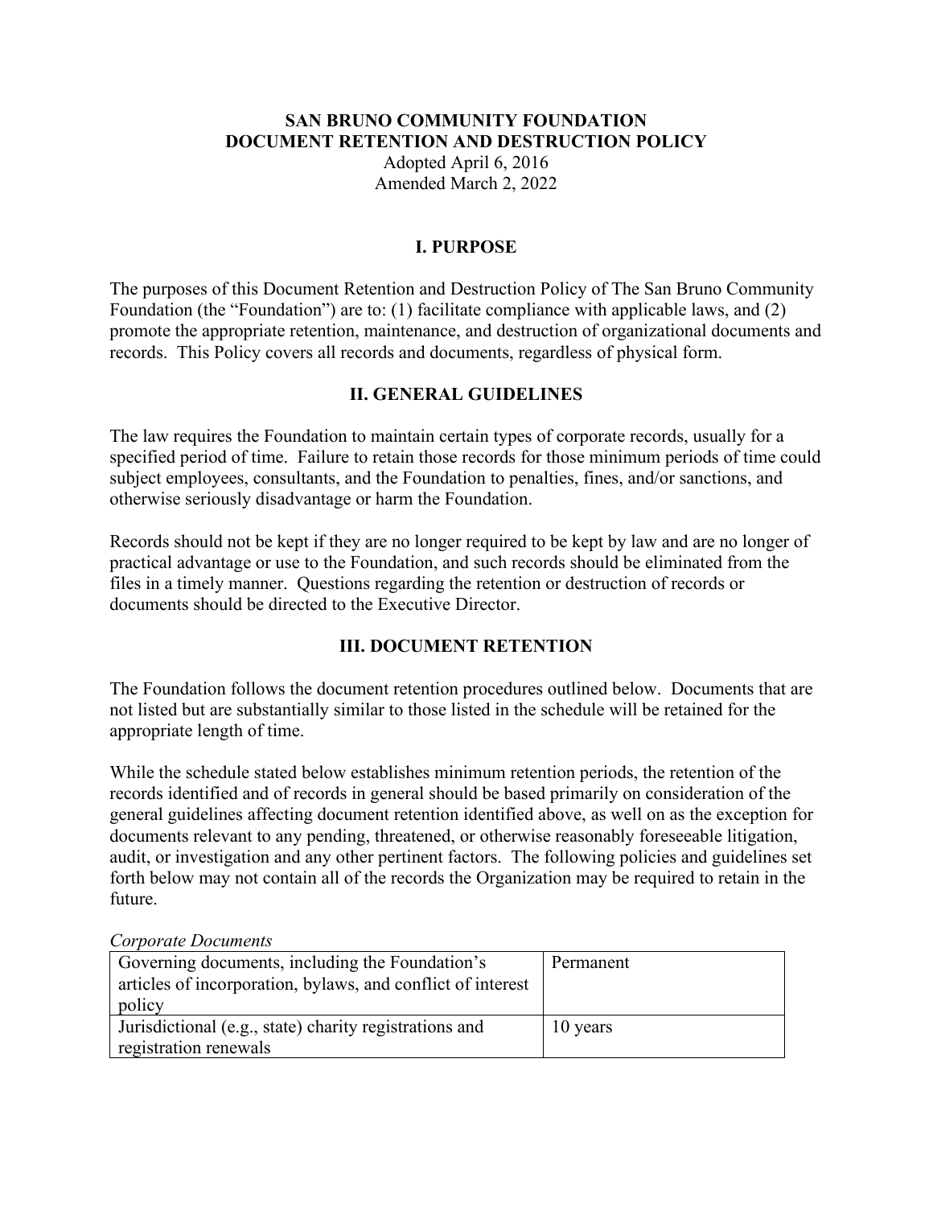# SAN BRUNO COMMUNITY FOUNDATION
# DOCUMENT RETENTION AND DESTRUCTION POLICY

Adopted April 6, 2016
Amended March 2, 2022

## I. PURPOSE

The purposes of this Document Retention and Destruction Policy of The San Bruno Community Foundation (the "Foundation") are to: (1) facilitate compliance with applicable laws, and (2) promote the appropriate retention, maintenance, and destruction of organizational documents and records. This Policy covers all records and documents, regardless of physical form.

## II. GENERAL GUIDELINES

The law requires the Foundation to maintain certain types of corporate records, usually for a specified period of time. Failure to retain those records for those minimum periods of time could subject employees, consultants, and the Foundation to penalties, fines, and/or sanctions, and otherwise seriously disadvantage or harm the Foundation.

Records should not be kept if they are no longer required to be kept by law and are no longer of practical advantage or use to the Foundation, and such records should be eliminated from the files in a timely manner. Questions regarding the retention or destruction of records or documents should be directed to the Executive Director.

## III. DOCUMENT RETENTION

The Foundation follows the document retention procedures outlined below. Documents that are not listed but are substantially similar to those listed in the schedule will be retained for the appropriate length of time.

While the schedule stated below establishes minimum retention periods, the retention of the records identified and of records in general should be based primarily on consideration of the general guidelines affecting document retention identified above, as well on as the exception for documents relevant to any pending, threatened, or otherwise reasonably foreseeable litigation, audit, or investigation and any other pertinent factors. The following policies and guidelines set forth below may not contain all of the records the Organization may be required to retain in the future.

*Corporate Documents*

| | |
|---|---|
| Governing documents, including the Foundation's articles of incorporation, bylaws, and conflict of interest policy | Permanent |
| Jurisdictional (e.g., state) charity registrations and registration renewals | 10 years |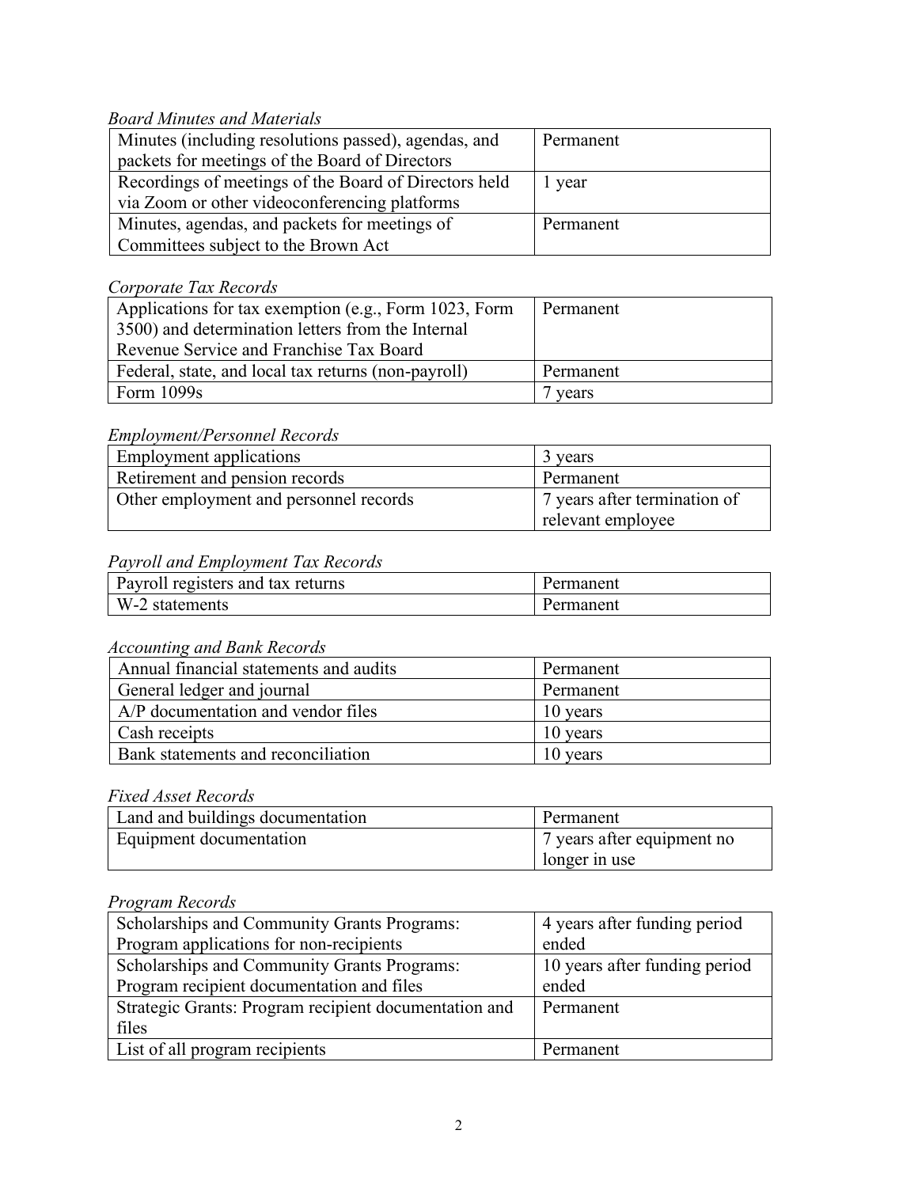*Board Minutes and Materials*

| | |
|---|---|
| Minutes (including resolutions passed), agendas, and packets for meetings of the Board of Directors | Permanent |
| Recordings of meetings of the Board of Directors held via Zoom or other videoconferencing platforms | 1 year |
| Minutes, agendas, and packets for meetings of Committees subject to the Brown Act | Permanent |

*Corporate Tax Records*

| | |
|---|---|
| Applications for tax exemption (e.g., Form 1023, Form 3500) and determination letters from the Internal Revenue Service and Franchise Tax Board | Permanent |
| Federal, state, and local tax returns (non-payroll) | Permanent |
| Form 1099s | 7 years |

*Employment/Personnel Records*

| | |
|---|---|
| Employment applications | 3 years |
| Retirement and pension records | Permanent |
| Other employment and personnel records | 7 years after termination of relevant employee |

*Payroll and Employment Tax Records*

| | |
|---|---|
| Payroll registers and tax returns | Permanent |
| W-2 statements | Permanent |

*Accounting and Bank Records*

| | |
|---|---|
| Annual financial statements and audits | Permanent |
| General ledger and journal | Permanent |
| A/P documentation and vendor files | 10 years |
| Cash receipts | 10 years |
| Bank statements and reconciliation | 10 years |

*Fixed Asset Records*

| | |
|---|---|
| Land and buildings documentation | Permanent |
| Equipment documentation | 7 years after equipment no longer in use |

*Program Records*

| | |
|---|---|
| Scholarships and Community Grants Programs: Program applications for non-recipients | 4 years after funding period ended |
| Scholarships and Community Grants Programs: Program recipient documentation and files | 10 years after funding period ended |
| Strategic Grants: Program recipient documentation and files | Permanent |
| List of all program recipients | Permanent |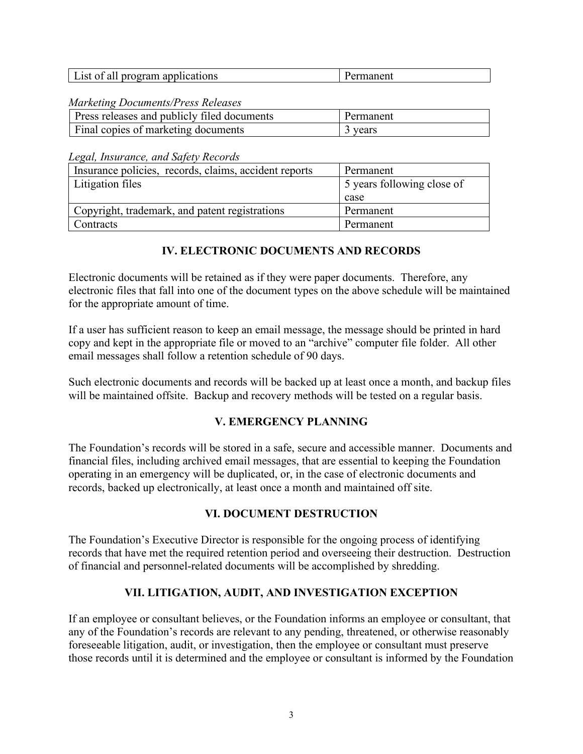| List of all program applications | Permanent |
|---|---|

*Marketing Documents/Press Releases*

| Press releases and publicly filed documents | Permanent |
|---|---|
| Final copies of marketing documents | 3 years |

*Legal, Insurance, and Safety Records*

| Insurance policies, records, claims, accident reports | Permanent |
|---|---|
| Litigation files | 5 years following close of case |
| Copyright, trademark, and patent registrations | Permanent |
| Contracts | Permanent |

## IV. ELECTRONIC DOCUMENTS AND RECORDS

Electronic documents will be retained as if they were paper documents. Therefore, any electronic files that fall into one of the document types on the above schedule will be maintained for the appropriate amount of time.

If a user has sufficient reason to keep an email message, the message should be printed in hard copy and kept in the appropriate file or moved to an "archive" computer file folder. All other email messages shall follow a retention schedule of 90 days.

Such electronic documents and records will be backed up at least once a month, and backup files will be maintained offsite. Backup and recovery methods will be tested on a regular basis.

## V. EMERGENCY PLANNING

The Foundation's records will be stored in a safe, secure and accessible manner. Documents and financial files, including archived email messages, that are essential to keeping the Foundation operating in an emergency will be duplicated, or, in the case of electronic documents and records, backed up electronically, at least once a month and maintained off site.

## VI. DOCUMENT DESTRUCTION

The Foundation's Executive Director is responsible for the ongoing process of identifying records that have met the required retention period and overseeing their destruction. Destruction of financial and personnel-related documents will be accomplished by shredding.

## VII. LITIGATION, AUDIT, AND INVESTIGATION EXCEPTION

If an employee or consultant believes, or the Foundation informs an employee or consultant, that any of the Foundation's records are relevant to any pending, threatened, or otherwise reasonably foreseeable litigation, audit, or investigation, then the employee or consultant must preserve those records until it is determined and the employee or consultant is informed by the Foundation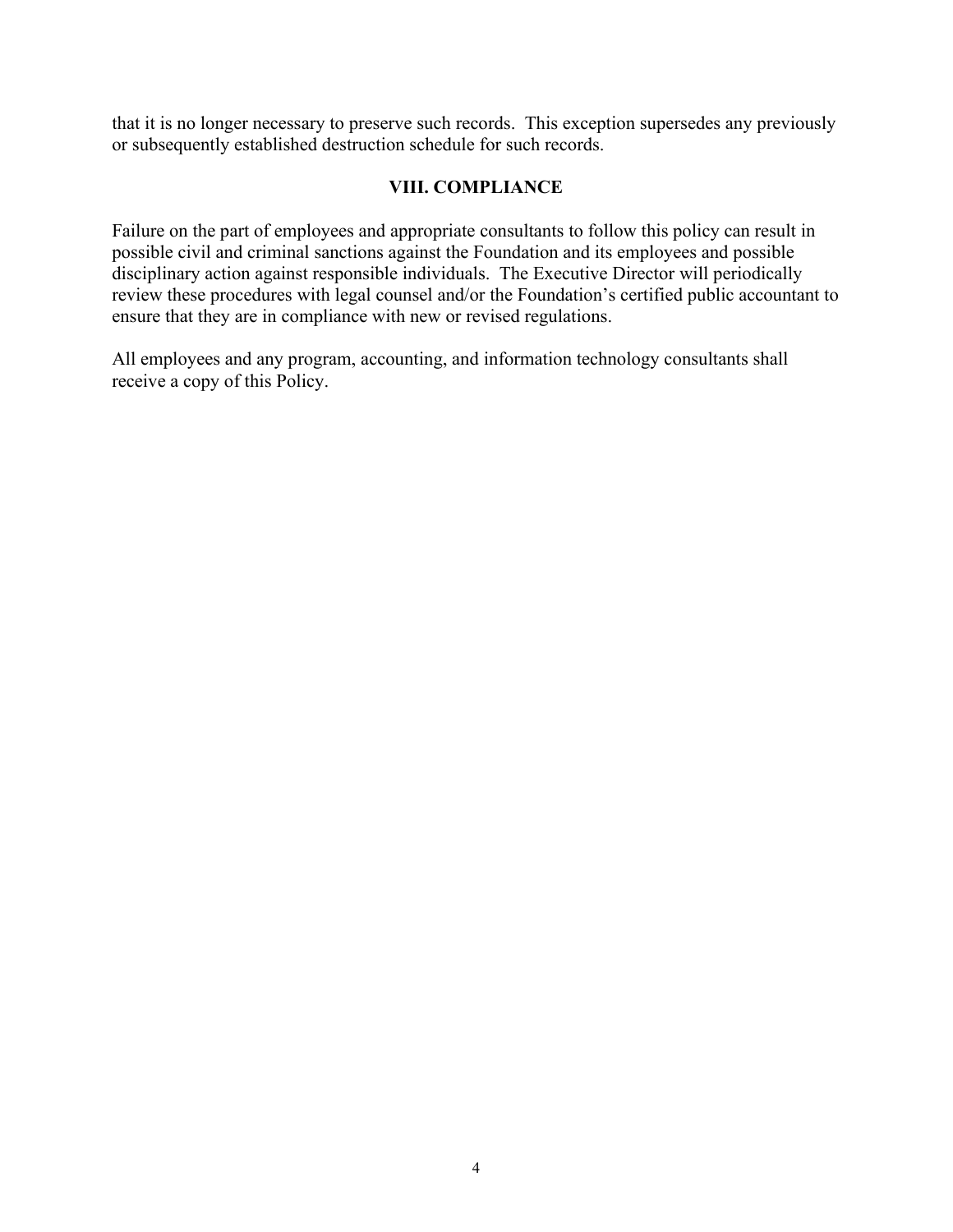that it is no longer necessary to preserve such records. This exception supersedes any previously or subsequently established destruction schedule for such records.

## VIII. COMPLIANCE

Failure on the part of employees and appropriate consultants to follow this policy can result in possible civil and criminal sanctions against the Foundation and its employees and possible disciplinary action against responsible individuals. The Executive Director will periodically review these procedures with legal counsel and/or the Foundation's certified public accountant to ensure that they are in compliance with new or revised regulations.

All employees and any program, accounting, and information technology consultants shall receive a copy of this Policy.